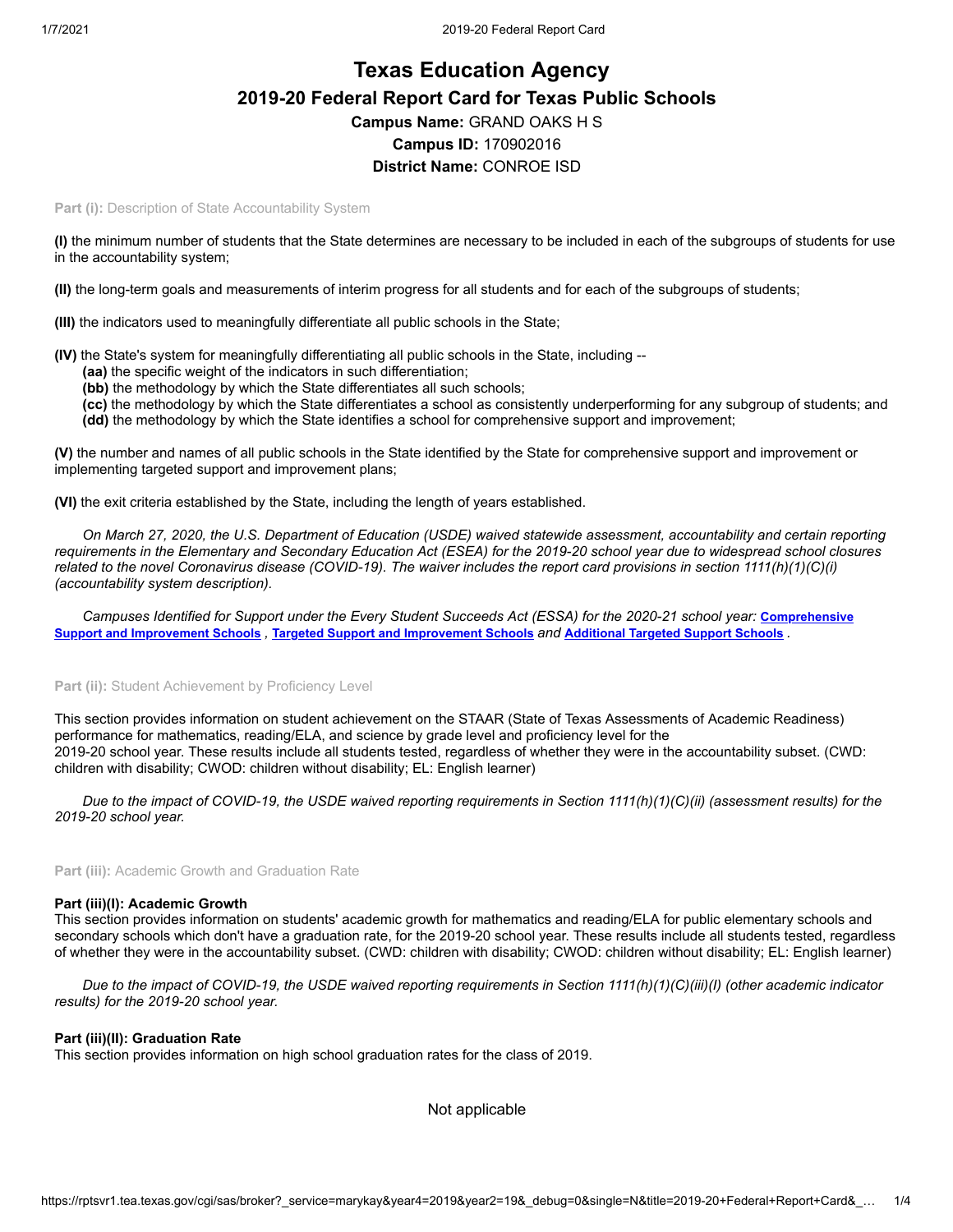# Texas Education Agency

## 2019-20 Federal Report Card for Texas Public Schools

**Campus Name:** GRAND OAKS H S

**Campus ID:** 170902016

**District Name:** CONROE ISD

**Part (i):** Description of State Accountability System

**(I)** the minimum number of students that the State determines are necessary to be included in each of the subgroups of students for use in the accountability system;

**(II)** the long-term goals and measurements of interim progress for all students and for each of the subgroups of students;

**(III)** the indicators used to meaningfully differentiate all public schools in the State;

**(IV)** the State's system for meaningfully differentiating all public schools in the State, including --
- **(aa)** the specific weight of the indicators in such differentiation;
- **(bb)** the methodology by which the State differentiates all such schools;
- **(cc)** the methodology by which the State differentiates a school as consistently underperforming for any subgroup of students; and
- **(dd)** the methodology by which the State identifies a school for comprehensive support and improvement;

**(V)** the number and names of all public schools in the State identified by the State for comprehensive support and improvement or implementing targeted support and improvement plans;

**(VI)** the exit criteria established by the State, including the length of years established.

*On March 27, 2020, the U.S. Department of Education (USDE) waived statewide assessment, accountability and certain reporting requirements in the Elementary and Secondary Education Act (ESEA) for the 2019-20 school year due to widespread school closures related to the novel Coronavirus disease (COVID-19). The waiver includes the report card provisions in section 1111(h)(1)(C)(i) (accountability system description).*

*Campuses Identified for Support under the Every Student Succeeds Act (ESSA) for the 2020-21 school year:* **Comprehensive Support and Improvement Schools** *,* **Targeted Support and Improvement Schools** *and* **Additional Targeted Support Schools** *.*

**Part (ii):** Student Achievement by Proficiency Level

This section provides information on student achievement on the STAAR (State of Texas Assessments of Academic Readiness) performance for mathematics, reading/ELA, and science by grade level and proficiency level for the 2019-20 school year. These results include all students tested, regardless of whether they were in the accountability subset. (CWD: children with disability; CWOD: children without disability; EL: English learner)

*Due to the impact of COVID-19, the USDE waived reporting requirements in Section 1111(h)(1)(C)(ii) (assessment results) for the 2019-20 school year.*

**Part (iii):** Academic Growth and Graduation Rate

**Part (iii)(I): Academic Growth**
This section provides information on students' academic growth for mathematics and reading/ELA for public elementary schools and secondary schools which don't have a graduation rate, for the 2019-20 school year. These results include all students tested, regardless of whether they were in the accountability subset. (CWD: children with disability; CWOD: children without disability; EL: English learner)

*Due to the impact of COVID-19, the USDE waived reporting requirements in Section 1111(h)(1)(C)(iii)(I) (other academic indicator results) for the 2019-20 school year.*

**Part (iii)(II): Graduation Rate**
This section provides information on high school graduation rates for the class of 2019.

Not applicable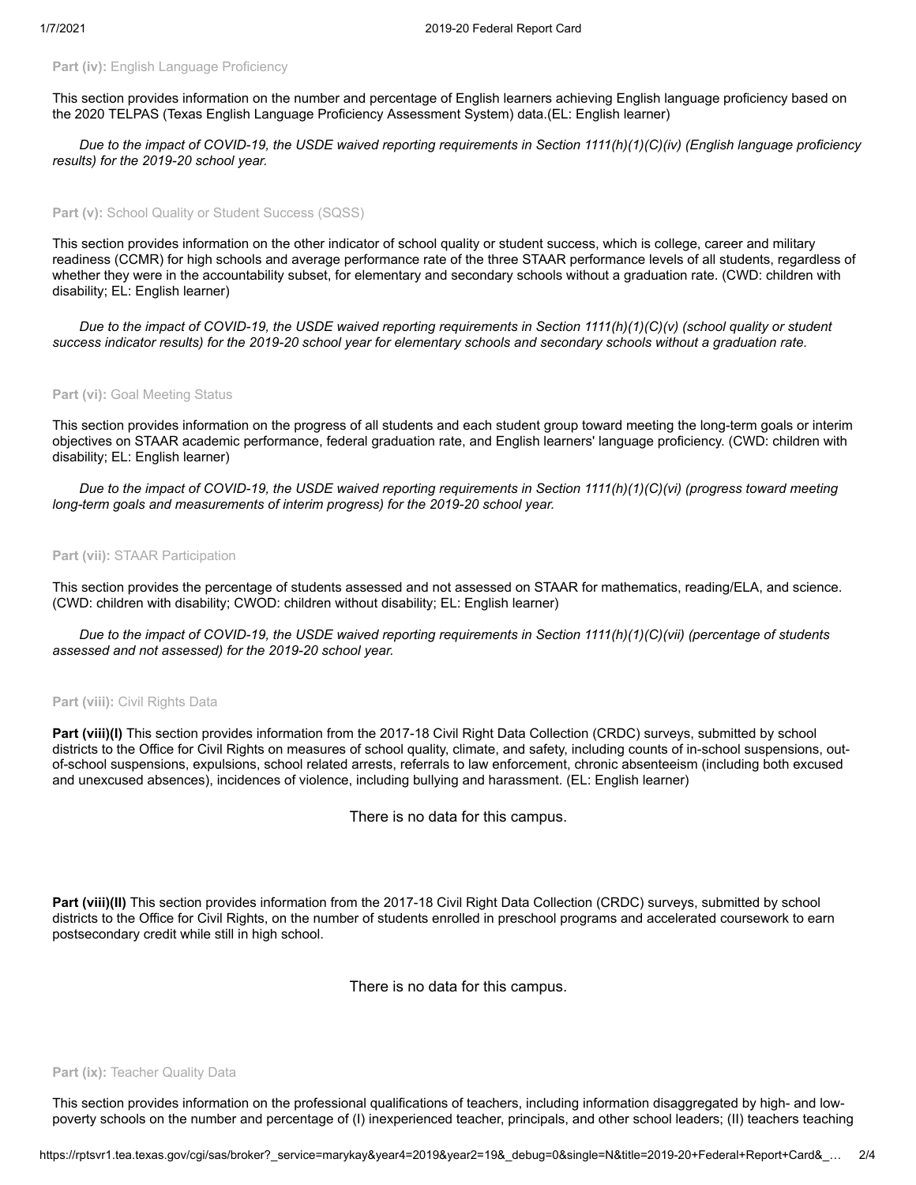**Part (iv):** English Language Proficiency

This section provides information on the number and percentage of English learners achieving English language proficiency based on the 2020 TELPAS (Texas English Language Proficiency Assessment System) data.(EL: English learner)

*Due to the impact of COVID-19, the USDE waived reporting requirements in Section 1111(h)(1)(C)(iv) (English language proficiency results) for the 2019-20 school year.*

**Part (v):** School Quality or Student Success (SQSS)

This section provides information on the other indicator of school quality or student success, which is college, career and military readiness (CCMR) for high schools and average performance rate of the three STAAR performance levels of all students, regardless of whether they were in the accountability subset, for elementary and secondary schools without a graduation rate. (CWD: children with disability; EL: English learner)

*Due to the impact of COVID-19, the USDE waived reporting requirements in Section 1111(h)(1)(C)(v) (school quality or student success indicator results) for the 2019-20 school year for elementary schools and secondary schools without a graduation rate.*

**Part (vi):** Goal Meeting Status

This section provides information on the progress of all students and each student group toward meeting the long-term goals or interim objectives on STAAR academic performance, federal graduation rate, and English learners' language proficiency. (CWD: children with disability; EL: English learner)

*Due to the impact of COVID-19, the USDE waived reporting requirements in Section 1111(h)(1)(C)(vi) (progress toward meeting long-term goals and measurements of interim progress) for the 2019-20 school year.*

**Part (vii):** STAAR Participation

This section provides the percentage of students assessed and not assessed on STAAR for mathematics, reading/ELA, and science. (CWD: children with disability; CWOD: children without disability; EL: English learner)

*Due to the impact of COVID-19, the USDE waived reporting requirements in Section 1111(h)(1)(C)(vii) (percentage of students assessed and not assessed) for the 2019-20 school year.*

**Part (viii):** Civil Rights Data

**Part (viii)(I)** This section provides information from the 2017-18 Civil Right Data Collection (CRDC) surveys, submitted by school districts to the Office for Civil Rights on measures of school quality, climate, and safety, including counts of in-school suspensions, out-of-school suspensions, expulsions, school related arrests, referrals to law enforcement, chronic absenteeism (including both excused and unexcused absences), incidences of violence, including bullying and harassment. (EL: English learner)

There is no data for this campus.

**Part (viii)(II)** This section provides information from the 2017-18 Civil Right Data Collection (CRDC) surveys, submitted by school districts to the Office for Civil Rights, on the number of students enrolled in preschool programs and accelerated coursework to earn postsecondary credit while still in high school.

There is no data for this campus.

**Part (ix):** Teacher Quality Data

This section provides information on the professional qualifications of teachers, including information disaggregated by high- and low-poverty schools on the number and percentage of (I) inexperienced teacher, principals, and other school leaders; (II) teachers teaching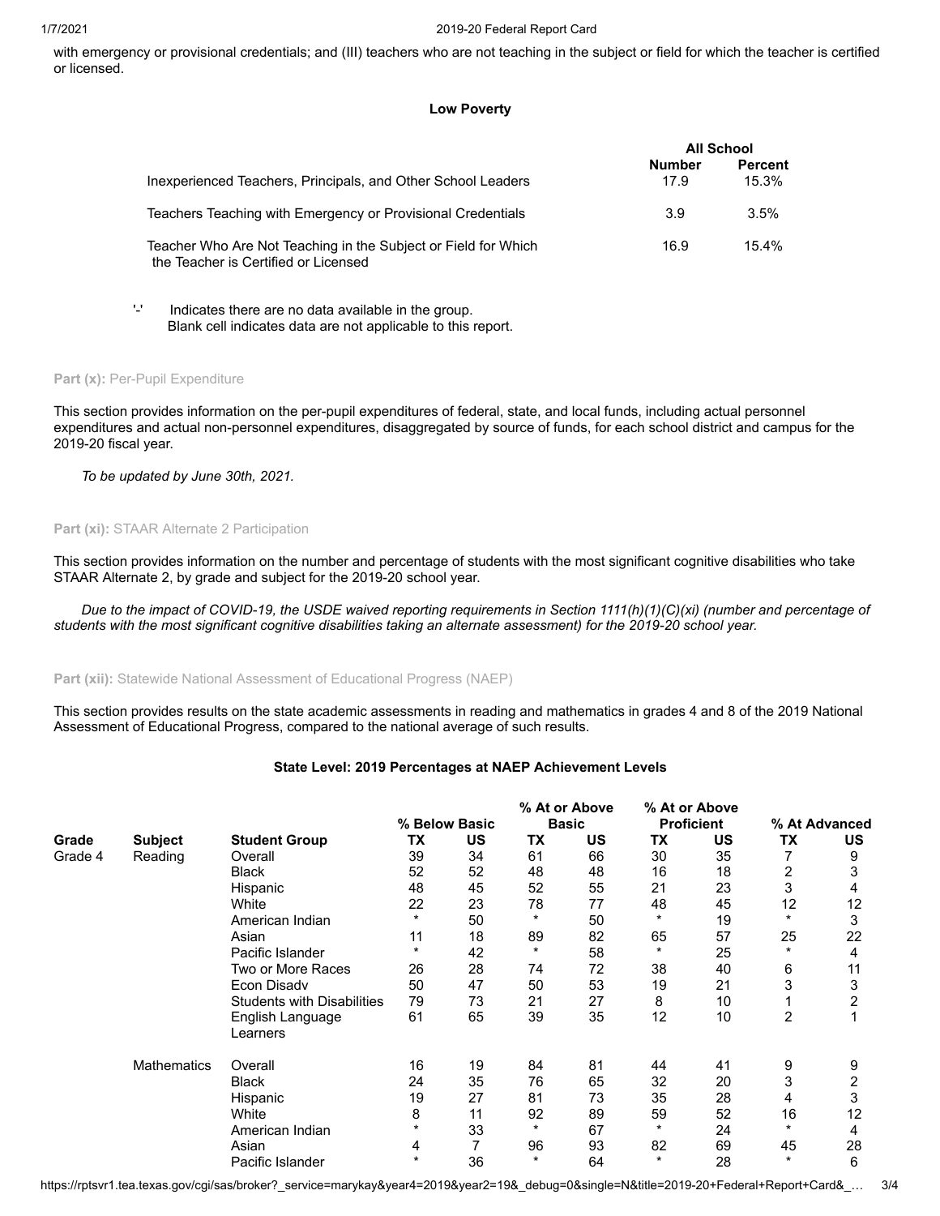with emergency or provisional credentials; and (III) teachers who are not teaching in the subject or field for which the teacher is certified or licensed.

**Low Poverty**

| | All School | |
|---|---|---|
| | **Number** | **Percent** |
| Inexperienced Teachers, Principals, and Other School Leaders | 17.9 | 15.3% |
| Teachers Teaching with Emergency or Provisional Credentials | 3.9 | 3.5% |
| Teacher Who Are Not Teaching in the Subject or Field for Which the Teacher is Certified or Licensed | 16.9 | 15.4% |

'-' Indicates there are no data available in the group.
Blank cell indicates data are not applicable to this report.

**Part (x):** Per-Pupil Expenditure

This section provides information on the per-pupil expenditures of federal, state, and local funds, including actual personnel expenditures and actual non-personnel expenditures, disaggregated by source of funds, for each school district and campus for the 2019-20 fiscal year.

*To be updated by June 30th, 2021.*

**Part (xi):** STAAR Alternate 2 Participation

This section provides information on the number and percentage of students with the most significant cognitive disabilities who take STAAR Alternate 2, by grade and subject for the 2019-20 school year.

*Due to the impact of COVID-19, the USDE waived reporting requirements in Section 1111(h)(1)(C)(xi) (number and percentage of students with the most significant cognitive disabilities taking an alternate assessment) for the 2019-20 school year.*

**Part (xii):** Statewide National Assessment of Educational Progress (NAEP)

This section provides results on the state academic assessments in reading and mathematics in grades 4 and 8 of the 2019 National Assessment of Educational Progress, compared to the national average of such results.

**State Level: 2019 Percentages at NAEP Achievement Levels**

| | | | % Below Basic | | % At or Above Basic | | % At or Above Proficient | | % At Advanced | |
|---|---|---|---|---|---|---|---|---|---|---|
| **Grade** | **Subject** | **Student Group** | **TX** | **US** | **TX** | **US** | **TX** | **US** | **TX** | **US** |
| Grade 4 | Reading | Overall | 39 | 34 | 61 | 66 | 30 | 35 | 7 | 9 |
| | | Black | 52 | 52 | 48 | 48 | 16 | 18 | 2 | 3 |
| | | Hispanic | 48 | 45 | 52 | 55 | 21 | 23 | 3 | 4 |
| | | White | 22 | 23 | 78 | 77 | 48 | 45 | 12 | 12 |
| | | American Indian | * | 50 | * | 50 | * | 19 | * | 3 |
| | | Asian | 11 | 18 | 89 | 82 | 65 | 57 | 25 | 22 |
| | | Pacific Islander | * | 42 | * | 58 | * | 25 | * | 4 |
| | | Two or More Races | 26 | 28 | 74 | 72 | 38 | 40 | 6 | 11 |
| | | Econ Disadv | 50 | 47 | 50 | 53 | 19 | 21 | 3 | 3 |
| | | Students with Disabilities | 79 | 73 | 21 | 27 | 8 | 10 | 1 | 2 |
| | | English Language Learners | 61 | 65 | 39 | 35 | 12 | 10 | 2 | 1 |
| | Mathematics | Overall | 16 | 19 | 84 | 81 | 44 | 41 | 9 | 9 |
| | | Black | 24 | 35 | 76 | 65 | 32 | 20 | 3 | 2 |
| | | Hispanic | 19 | 27 | 81 | 73 | 35 | 28 | 4 | 3 |
| | | White | 8 | 11 | 92 | 89 | 59 | 52 | 16 | 12 |
| | | American Indian | * | 33 | * | 67 | * | 24 | * | 4 |
| | | Asian | 4 | 7 | 96 | 93 | 82 | 69 | 45 | 28 |
| | | Pacific Islander | * | 36 | * | 64 | * | 28 | * | 6 |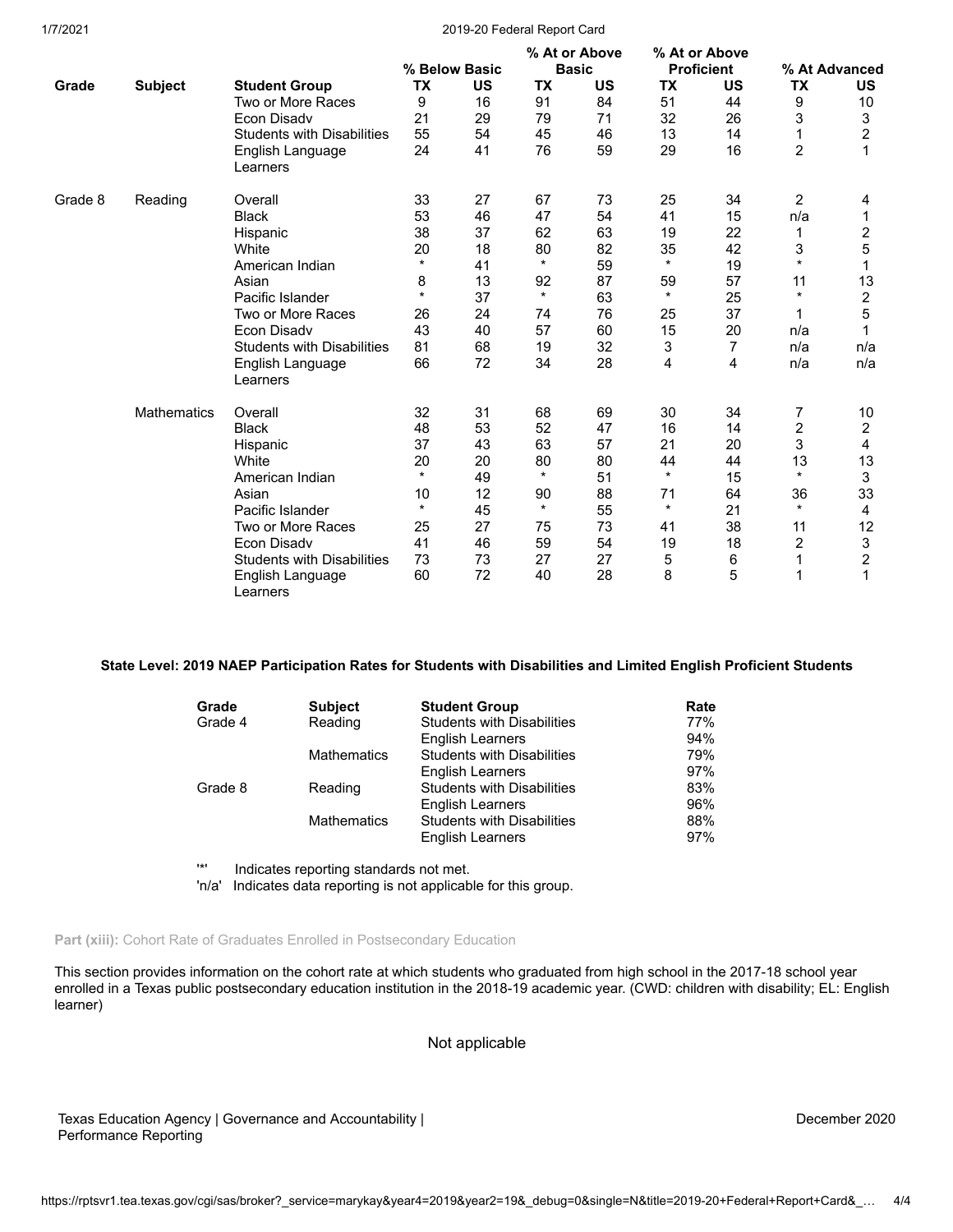| Grade | Subject | Student Group | % Below Basic | | % At or Above Basic | | % At or Above Proficient | | % At Advanced | |
|---|---|---|---|---|---|---|---|---|---|---|
| | | | TX | US | TX | US | TX | US | TX | US |
| | | Two or More Races | 9 | 16 | 91 | 84 | 51 | 44 | 9 | 10 |
| | | Econ Disadv | 21 | 29 | 79 | 71 | 32 | 26 | 3 | 3 |
| | | Students with Disabilities | 55 | 54 | 45 | 46 | 13 | 14 | 1 | 2 |
| | | English Language Learners | 24 | 41 | 76 | 59 | 29 | 16 | 2 | 1 |
| Grade 8 | Reading | Overall | 33 | 27 | 67 | 73 | 25 | 34 | 2 | 4 |
| | | Black | 53 | 46 | 47 | 54 | 41 | 15 | n/a | 1 |
| | | Hispanic | 38 | 37 | 62 | 63 | 19 | 22 | 1 | 2 |
| | | White | 20 | 18 | 80 | 82 | 35 | 42 | 3 | 5 |
| | | American Indian | * | 41 | * | 59 | * | 19 | * | 1 |
| | | Asian | 8 | 13 | 92 | 87 | 59 | 57 | 11 | 13 |
| | | Pacific Islander | * | 37 | * | 63 | * | 25 | * | 2 |
| | | Two or More Races | 26 | 24 | 74 | 76 | 25 | 37 | 1 | 5 |
| | | Econ Disadv | 43 | 40 | 57 | 60 | 15 | 20 | n/a | 1 |
| | | Students with Disabilities | 81 | 68 | 19 | 32 | 3 | 7 | n/a | n/a |
| | | English Language Learners | 66 | 72 | 34 | 28 | 4 | 4 | n/a | n/a |
| | Mathematics | Overall | 32 | 31 | 68 | 69 | 30 | 34 | 7 | 10 |
| | | Black | 48 | 53 | 52 | 47 | 16 | 14 | 2 | 2 |
| | | Hispanic | 37 | 43 | 63 | 57 | 21 | 20 | 3 | 4 |
| | | White | 20 | 20 | 80 | 80 | 44 | 44 | 13 | 13 |
| | | American Indian | * | 49 | * | 51 | * | 15 | * | 3 |
| | | Asian | 10 | 12 | 90 | 88 | 71 | 64 | 36 | 33 |
| | | Pacific Islander | * | 45 | * | 55 | * | 21 | * | 4 |
| | | Two or More Races | 25 | 27 | 75 | 73 | 41 | 38 | 11 | 12 |
| | | Econ Disadv | 41 | 46 | 59 | 54 | 19 | 18 | 2 | 3 |
| | | Students with Disabilities | 73 | 73 | 27 | 27 | 5 | 6 | 1 | 2 |
| | | English Language Learners | 60 | 72 | 40 | 28 | 8 | 5 | 1 | 1 |

**State Level: 2019 NAEP Participation Rates for Students with Disabilities and Limited English Proficient Students**

| Grade | Subject | Student Group | Rate |
|---|---|---|---|
| Grade 4 | Reading | Students with Disabilities | 77% |
| | | English Learners | 94% |
| | Mathematics | Students with Disabilities | 79% |
| | | English Learners | 97% |
| Grade 8 | Reading | Students with Disabilities | 83% |
| | | English Learners | 96% |
| | Mathematics | Students with Disabilities | 88% |
| | | English Learners | 97% |

'*' Indicates reporting standards not met.
'n/a' Indicates data reporting is not applicable for this group.

**Part (xiii):** Cohort Rate of Graduates Enrolled in Postsecondary Education

This section provides information on the cohort rate at which students who graduated from high school in the 2017-18 school year enrolled in a Texas public postsecondary education institution in the 2018-19 academic year. (CWD: children with disability; EL: English learner)

Not applicable

Texas Education Agency | Governance and Accountability | Performance Reporting

December 2020